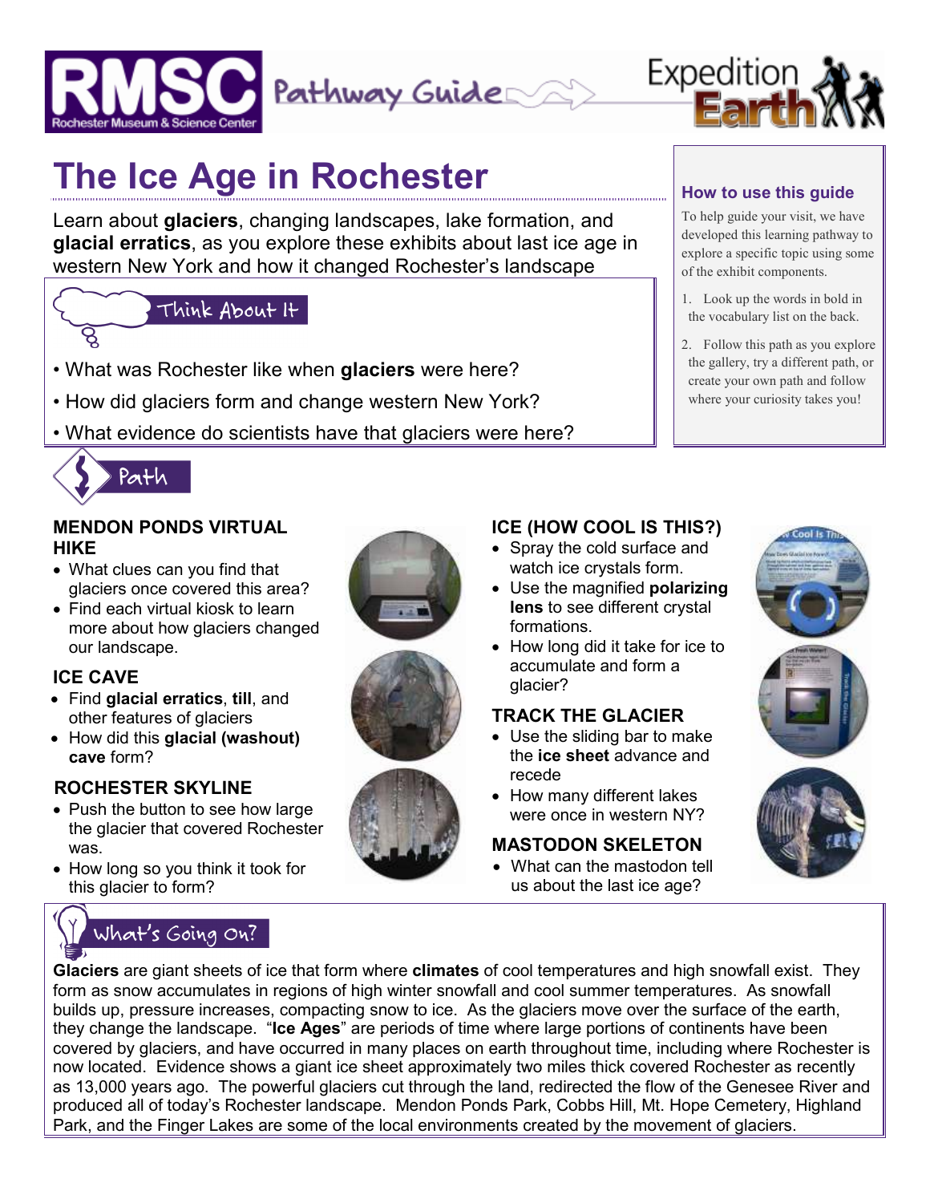RMSC Rochester Museum & Science Center — Pathway Guide — Expedition Earth

# The Ice Age in Rochester

Learn about **glaciers**, changing landscapes, lake formation, and **glacial erratics**, as you explore these exhibits about last ice age in western New York and how it changed Rochester's landscape

### How to use this guide

To help guide your visit, we have developed this learning pathway to explore a specific topic using some of the exhibit components.

1. Look up the words in bold in the vocabulary list on the back.
2. Follow this path as you explore the gallery, try a different path, or create your own path and follow where your curiosity takes you!

## Think About It

- What was Rochester like when **glaciers** were here?
- How did glaciers form and change western New York?
- What evidence do scientists have that glaciers were here?

## Path

### MENDON PONDS VIRTUAL HIKE

- What clues can you find that glaciers once covered this area?
- Find each virtual kiosk to learn more about how glaciers changed our landscape.

### ICE CAVE

- Find **glacial erratics**, **till**, and other features of glaciers
- How did this **glacial (washout) cave** form?

### ROCHESTER SKYLINE

- Push the button to see how large the glacier that covered Rochester was.
- How long so you think it took for this glacier to form?

### ICE (HOW COOL IS THIS?)

- Spray the cold surface and watch ice crystals form.
- Use the magnified **polarizing lens** to see different crystal formations.
- How long did it take for ice to accumulate and form a glacier?

### TRACK THE GLACIER

- Use the sliding bar to make the **ice sheet** advance and recede
- How many different lakes were once in western NY?

### MASTODON SKELETON

- What can the mastodon tell us about the last ice age?

## What's Going On?

**Glaciers** are giant sheets of ice that form where **climates** of cool temperatures and high snowfall exist. They form as snow accumulates in regions of high winter snowfall and cool summer temperatures. As snowfall builds up, pressure increases, compacting snow to ice. As the glaciers move over the surface of the earth, they change the landscape. "**Ice Ages**" are periods of time where large portions of continents have been covered by glaciers, and have occurred in many places on earth throughout time, including where Rochester is now located. Evidence shows a giant ice sheet approximately two miles thick covered Rochester as recently as 13,000 years ago. The powerful glaciers cut through the land, redirected the flow of the Genesee River and produced all of today's Rochester landscape. Mendon Ponds Park, Cobbs Hill, Mt. Hope Cemetery, Highland Park, and the Finger Lakes are some of the local environments created by the movement of glaciers.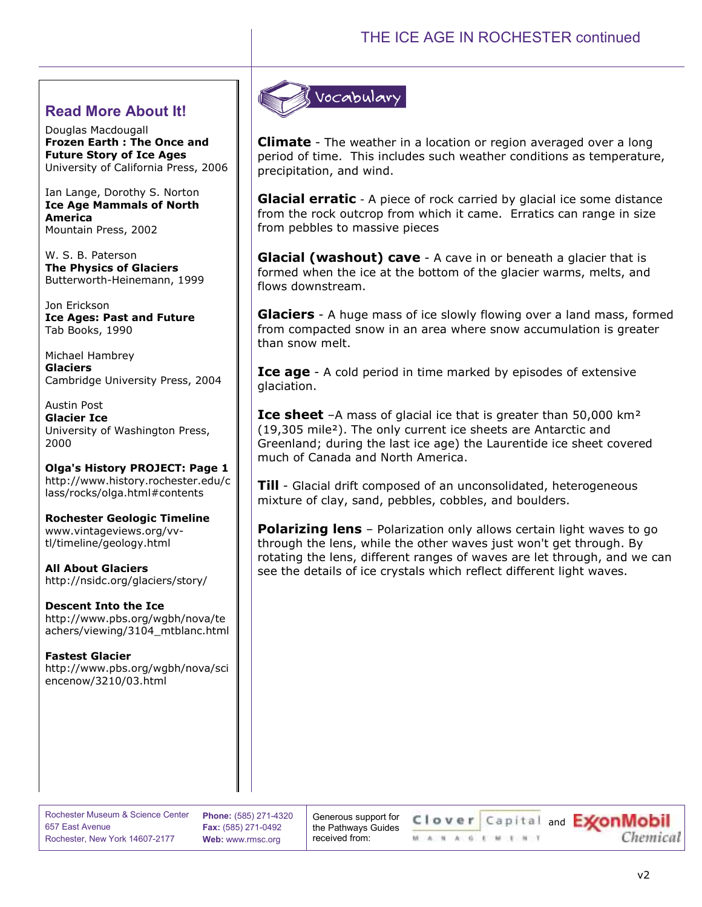## Read More About It!

Douglas Macdougall
**Frozen Earth : The Once and Future Story of Ice Ages**
University of California Press, 2006

Ian Lange, Dorothy S. Norton
**Ice Age Mammals of North America**
Mountain Press, 2002

W. S. B. Paterson
**The Physics of Glaciers**
Butterworth-Heinemann, 1999

Jon Erickson
**Ice Ages: Past and Future**
Tab Books, 1990

Michael Hambrey
**Glaciers**
Cambridge University Press, 2004

Austin Post
**Glacier Ice**
University of Washington Press, 2000

**Olga's History PROJECT: Page 1**
http://www.history.rochester.edu/class/rocks/olga.html#contents

**Rochester Geologic Timeline**
www.vintageviews.org/vv-tl/timeline/geology.html

**All About Glaciers**
http://nsidc.org/glaciers/story/

**Descent Into the Ice**
http://www.pbs.org/wgbh/nova/teachers/viewing/3104_mtblanc.html

**Fastest Glacier**
http://www.pbs.org/wgbh/nova/sciencenow/3210/03.html

## Vocabulary

**Climate** - The weather in a location or region averaged over a long period of time. This includes such weather conditions as temperature, precipitation, and wind.

**Glacial erratic** - A piece of rock carried by glacial ice some distance from the rock outcrop from which it came. Erratics can range in size from pebbles to massive pieces

**Glacial (washout) cave** - A cave in or beneath a glacier that is formed when the ice at the bottom of the glacier warms, melts, and flows downstream.

**Glaciers** - A huge mass of ice slowly flowing over a land mass, formed from compacted snow in an area where snow accumulation is greater than snow melt.

**Ice age** - A cold period in time marked by episodes of extensive glaciation.

**Ice sheet** –A mass of glacial ice that is greater than 50,000 $km^2$ (19,305 $mile^2$). The only current ice sheets are Antarctic and Greenland; during the last ice age) the Laurentide ice sheet covered much of Canada and North America.

**Till** - Glacial drift composed of an unconsolidated, heterogeneous mixture of clay, sand, pebbles, cobbles, and boulders.

**Polarizing lens** – Polarization only allows certain light waves to go through the lens, while the other waves just won't get through. By rotating the lens, different ranges of waves are let through, and we can see the details of ice crystals which reflect different light waves.

Rochester Museum & Science Center
657 East Avenue
Rochester, New York 14607-2177

**Phone:** (585) 271-4320
**Fax:** (585) 271-0492
**Web:** www.rmsc.org

Generous support for the Pathways Guides received from: Clover Capital Management and ExxonMobil Chemical